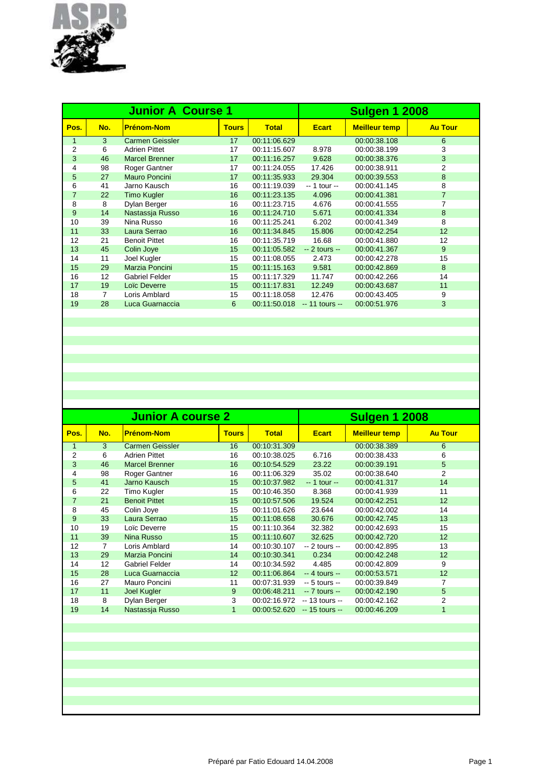ASPB

| Junior A Course 1 | | | | | Sulgen 1 2008 | | |
|---|---|---|---|---|---|---|---|
| Pos. | No. | Prénom-Nom | Tours | Total | Ecart | Meilleur temp | Au Tour |
| 1 | 3 | Carmen Geissler | 17 | 00:11:06.629 | | 00:00:38.108 | 6 |
| 2 | 6 | Adrien Pittet | 17 | 00:11:15.607 | 8.978 | 00:00:38.199 | 3 |
| 3 | 46 | Marcel Brenner | 17 | 00:11:16.257 | 9.628 | 00:00:38.376 | 3 |
| 4 | 98 | Roger Gantner | 17 | 00:11:24.055 | 17.426 | 00:00:38.911 | 2 |
| 5 | 27 | Mauro Poncini | 17 | 00:11:35.933 | 29.304 | 00:00:39.553 | 8 |
| 6 | 41 | Jarno Kausch | 16 | 00:11:19.039 | -- 1 tour -- | 00:00:41.145 | 8 |
| 7 | 22 | Timo Kugler | 16 | 00:11:23.135 | 4.096 | 00:00:41.381 | 7 |
| 8 | 8 | Dylan Berger | 16 | 00:11:23.715 | 4.676 | 00:00:41.555 | 7 |
| 9 | 14 | Nastassja Russo | 16 | 00:11:24.710 | 5.671 | 00:00:41.334 | 8 |
| 10 | 39 | Nina Russo | 16 | 00:11:25.241 | 6.202 | 00:00:41.349 | 8 |
| 11 | 33 | Laura Serrao | 16 | 00:11:34.845 | 15.806 | 00:00:42.254 | 12 |
| 12 | 21 | Benoit Pittet | 16 | 00:11:35.719 | 16.68 | 00:00:41.880 | 12 |
| 13 | 45 | Colin Joye | 15 | 00:11:05.582 | -- 2 tours -- | 00:00:41.367 | 9 |
| 14 | 11 | Joel Kugler | 15 | 00:11:08.055 | 2.473 | 00:00:42.278 | 15 |
| 15 | 29 | Marzia Poncini | 15 | 00:11:15.163 | 9.581 | 00:00:42.869 | 8 |
| 16 | 12 | Gabriel Felder | 15 | 00:11:17.329 | 11.747 | 00:00:42.266 | 14 |
| 17 | 19 | Loïc Deverre | 15 | 00:11:17.831 | 12.249 | 00:00:43.687 | 11 |
| 18 | 7 | Loris Amblard | 15 | 00:11:18.058 | 12.476 | 00:00:43.405 | 9 |
| 19 | 28 | Luca Guarnaccia | 6 | 00:11:50.018 | -- 11 tours -- | 00:00:51.976 | 3 |

| Junior A course 2 | | | | | Sulgen 1 2008 | | |
|---|---|---|---|---|---|---|---|
| Pos. | No. | Prénom-Nom | Tours | Total | Ecart | Meilleur temp | Au Tour |
| 1 | 3 | Carmen Geissler | 16 | 00:10:31.309 | | 00:00:38.389 | 6 |
| 2 | 6 | Adrien Pittet | 16 | 00:10:38.025 | 6.716 | 00:00:38.433 | 6 |
| 3 | 46 | Marcel Brenner | 16 | 00:10:54.529 | 23.22 | 00:00:39.191 | 5 |
| 4 | 98 | Roger Gantner | 16 | 00:11:06.329 | 35.02 | 00:00:38.640 | 2 |
| 5 | 41 | Jarno Kausch | 15 | 00:10:37.982 | -- 1 tour -- | 00:00:41.317 | 14 |
| 6 | 22 | Timo Kugler | 15 | 00:10:46.350 | 8.368 | 00:00:41.939 | 11 |
| 7 | 21 | Benoit Pittet | 15 | 00:10:57.506 | 19.524 | 00:00:42.251 | 12 |
| 8 | 45 | Colin Joye | 15 | 00:11:01.626 | 23.644 | 00:00:42.002 | 14 |
| 9 | 33 | Laura Serrao | 15 | 00:11:08.658 | 30.676 | 00:00:42.745 | 13 |
| 10 | 19 | Loïc Deverre | 15 | 00:11:10.364 | 32.382 | 00:00:42.693 | 15 |
| 11 | 39 | Nina Russo | 15 | 00:11:10.607 | 32.625 | 00:00:42.720 | 12 |
| 12 | 7 | Loris Amblard | 14 | 00:10:30.107 | -- 2 tours -- | 00:00:42.895 | 13 |
| 13 | 29 | Marzia Poncini | 14 | 00:10:30.341 | 0.234 | 00:00:42.248 | 12 |
| 14 | 12 | Gabriel Felder | 14 | 00:10:34.592 | 4.485 | 00:00:42.809 | 9 |
| 15 | 28 | Luca Guarnaccia | 12 | 00:11:06.864 | -- 4 tours -- | 00:00:53.571 | 12 |
| 16 | 27 | Mauro Poncini | 11 | 00:07:31.939 | -- 5 tours -- | 00:00:39.849 | 7 |
| 17 | 11 | Joel Kugler | 9 | 00:06:48.211 | -- 7 tours -- | 00:00:42.190 | 5 |
| 18 | 8 | Dylan Berger | 3 | 00:02:16.972 | -- 13 tours -- | 00:00:42.162 | 2 |
| 19 | 14 | Nastassja Russo | 1 | 00:00:52.620 | -- 15 tours -- | 00:00:46.209 | 1 |

Préparé par Fatio Edouard 14.04.2008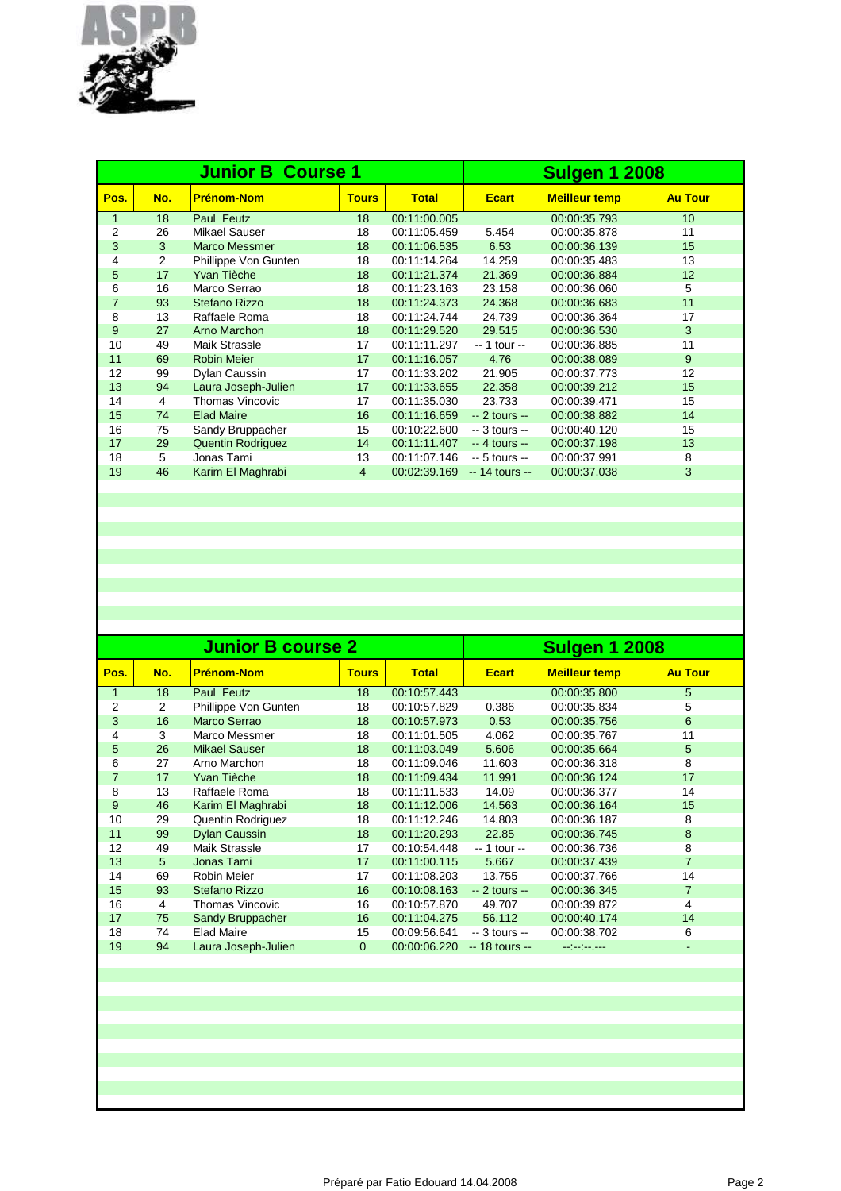ASPB

## Junior B Course 1 — Sulgen 1 2008

| Pos. | No. | Prénom-Nom | Tours | Total | Ecart | Meilleur temp | Au Tour |
|---|---|---|---|---|---|---|---|
| 1 | 18 | Paul Feutz | 18 | 00:11:00.005 | | 00:00:35.793 | 10 |
| 2 | 26 | Mikael Sauser | 18 | 00:11:05.459 | 5.454 | 00:00:35.878 | 11 |
| 3 | 3 | Marco Messmer | 18 | 00:11:06.535 | 6.53 | 00:00:36.139 | 15 |
| 4 | 2 | Phillippe Von Gunten | 18 | 00:11:14.264 | 14.259 | 00:00:35.483 | 13 |
| 5 | 17 | Yvan Tièche | 18 | 00:11:21.374 | 21.369 | 00:00:36.884 | 12 |
| 6 | 16 | Marco Serrao | 18 | 00:11:23.163 | 23.158 | 00:00:36.060 | 5 |
| 7 | 93 | Stefano Rizzo | 18 | 00:11:24.373 | 24.368 | 00:00:36.683 | 11 |
| 8 | 13 | Raffaele Roma | 18 | 00:11:24.744 | 24.739 | 00:00:36.364 | 17 |
| 9 | 27 | Arno Marchon | 18 | 00:11:29.520 | 29.515 | 00:00:36.530 | 3 |
| 10 | 49 | Maik Strassle | 17 | 00:11:11.297 | -- 1 tour -- | 00:00:36.885 | 11 |
| 11 | 69 | Robin Meier | 17 | 00:11:16.057 | 4.76 | 00:00:38.089 | 9 |
| 12 | 99 | Dylan Caussin | 17 | 00:11:33.202 | 21.905 | 00:00:37.773 | 12 |
| 13 | 94 | Laura Joseph-Julien | 17 | 00:11:33.655 | 22.358 | 00:00:39.212 | 15 |
| 14 | 4 | Thomas Vincovic | 17 | 00:11:35.030 | 23.733 | 00:00:39.471 | 15 |
| 15 | 74 | Elad Maire | 16 | 00:11:16.659 | -- 2 tours -- | 00:00:38.882 | 14 |
| 16 | 75 | Sandy Bruppacher | 15 | 00:10:22.600 | -- 3 tours -- | 00:00:40.120 | 15 |
| 17 | 29 | Quentin Rodriguez | 14 | 00:11:11.407 | -- 4 tours -- | 00:00:37.198 | 13 |
| 18 | 5 | Jonas Tami | 13 | 00:11:07.146 | -- 5 tours -- | 00:00:37.991 | 8 |
| 19 | 46 | Karim El Maghrabi | 4 | 00:02:39.169 | -- 14 tours -- | 00:00:37.038 | 3 |

## Junior B course 2 — Sulgen 1 2008

| Pos. | No. | Prénom-Nom | Tours | Total | Ecart | Meilleur temp | Au Tour |
|---|---|---|---|---|---|---|---|
| 1 | 18 | Paul Feutz | 18 | 00:10:57.443 | | 00:00:35.800 | 5 |
| 2 | 2 | Phillippe Von Gunten | 18 | 00:10:57.829 | 0.386 | 00:00:35.834 | 5 |
| 3 | 16 | Marco Serrao | 18 | 00:10:57.973 | 0.53 | 00:00:35.756 | 6 |
| 4 | 3 | Marco Messmer | 18 | 00:11:01.505 | 4.062 | 00:00:35.767 | 11 |
| 5 | 26 | Mikael Sauser | 18 | 00:11:03.049 | 5.606 | 00:00:35.664 | 5 |
| 6 | 27 | Arno Marchon | 18 | 00:11:09.046 | 11.603 | 00:00:36.318 | 8 |
| 7 | 17 | Yvan Tièche | 18 | 00:11:09.434 | 11.991 | 00:00:36.124 | 17 |
| 8 | 13 | Raffaele Roma | 18 | 00:11:11.533 | 14.09 | 00:00:36.377 | 14 |
| 9 | 46 | Karim El Maghrabi | 18 | 00:11:12.006 | 14.563 | 00:00:36.164 | 15 |
| 10 | 29 | Quentin Rodriguez | 18 | 00:11:12.246 | 14.803 | 00:00:36.187 | 8 |
| 11 | 99 | Dylan Caussin | 18 | 00:11:20.293 | 22.85 | 00:00:36.745 | 8 |
| 12 | 49 | Maik Strassle | 17 | 00:10:54.448 | -- 1 tour -- | 00:00:36.736 | 8 |
| 13 | 5 | Jonas Tami | 17 | 00:11:00.115 | 5.667 | 00:00:37.439 | 7 |
| 14 | 69 | Robin Meier | 17 | 00:11:08.203 | 13.755 | 00:00:37.766 | 14 |
| 15 | 93 | Stefano Rizzo | 16 | 00:10:08.163 | -- 2 tours -- | 00:00:36.345 | 7 |
| 16 | 4 | Thomas Vincovic | 16 | 00:10:57.870 | 49.707 | 00:00:39.872 | 4 |
| 17 | 75 | Sandy Bruppacher | 16 | 00:11:04.275 | 56.112 | 00:00:40.174 | 14 |
| 18 | 74 | Elad Maire | 15 | 00:09:56.641 | -- 3 tours -- | 00:00:38.702 | 6 |
| 19 | 94 | Laura Joseph-Julien | 0 | 00:00:06.220 | -- 18 tours -- | --:--:--.--- | - |

Préparé par Fatio Edouard 14.04.2008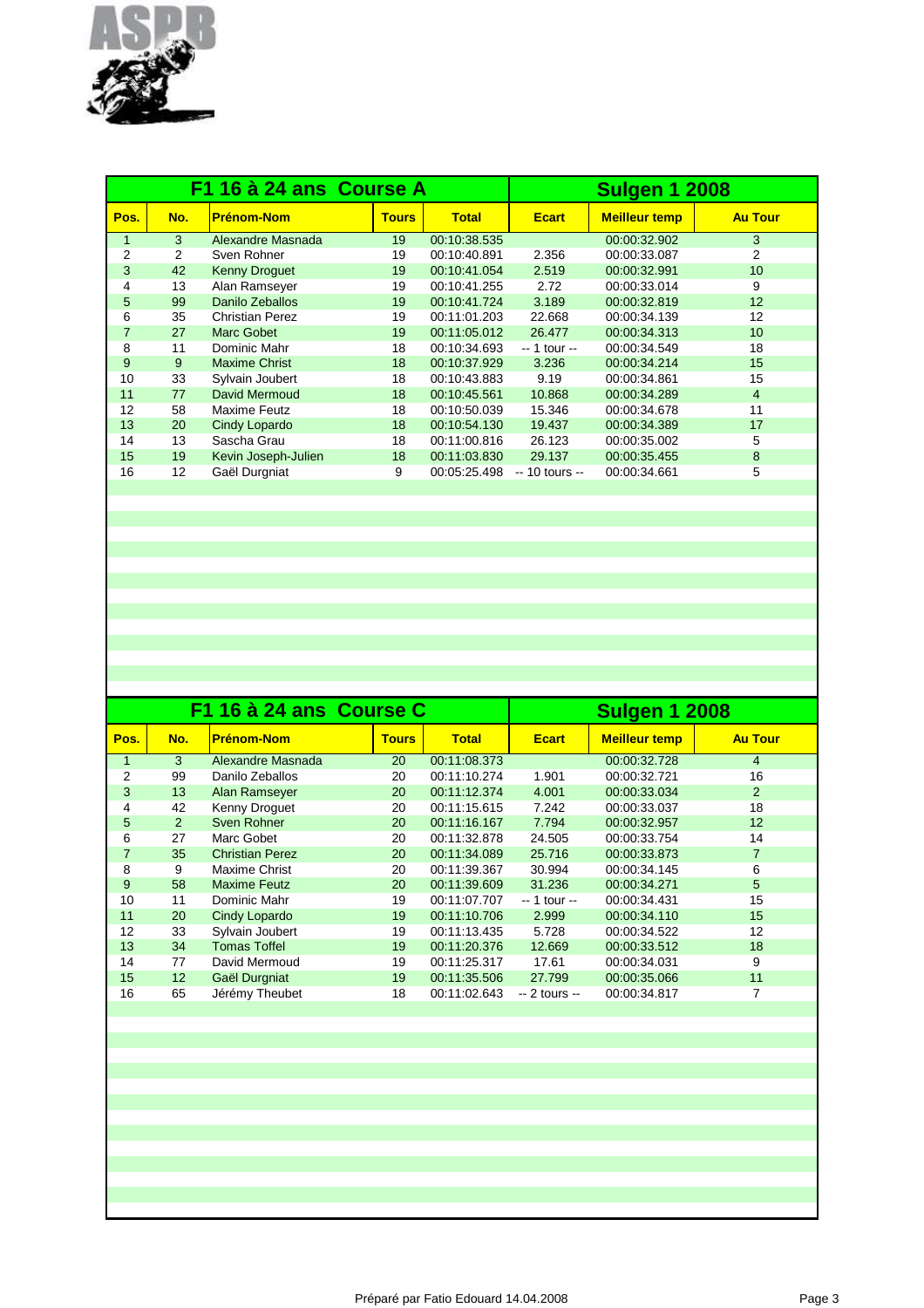| F1 16 à 24 ans Course A | | | | | | Sulgen 1 2008 | |
|---|---|---|---|---|---|---|---|
| **Pos.** | **No.** | **Prénom-Nom** | **Tours** | **Total** | **Ecart** | **Meilleur temp** | **Au Tour** |
| 1 | 3 | Alexandre Masnada | 19 | 00:10:38.535 | | 00:00:32.902 | 3 |
| 2 | 2 | Sven Rohner | 19 | 00:10:40.891 | 2.356 | 00:00:33.087 | 2 |
| 3 | 42 | Kenny Droguet | 19 | 00:10:41.054 | 2.519 | 00:00:32.991 | 10 |
| 4 | 13 | Alan Ramseyer | 19 | 00:10:41.255 | 2.72 | 00:00:33.014 | 9 |
| 5 | 99 | Danilo Zeballos | 19 | 00:10:41.724 | 3.189 | 00:00:32.819 | 12 |
| 6 | 35 | Christian Perez | 19 | 00:11:01.203 | 22.668 | 00:00:34.139 | 12 |
| 7 | 27 | Marc Gobet | 19 | 00:11:05.012 | 26.477 | 00:00:34.313 | 10 |
| 8 | 11 | Dominic Mahr | 18 | 00:10:34.693 | -- 1 tour -- | 00:00:34.549 | 18 |
| 9 | 9 | Maxime Christ | 18 | 00:10:37.929 | 3.236 | 00:00:34.214 | 15 |
| 10 | 33 | Sylvain Joubert | 18 | 00:10:43.883 | 9.19 | 00:00:34.861 | 15 |
| 11 | 77 | David Mermoud | 18 | 00:10:45.561 | 10.868 | 00:00:34.289 | 4 |
| 12 | 58 | Maxime Feutz | 18 | 00:10:50.039 | 15.346 | 00:00:34.678 | 11 |
| 13 | 20 | Cindy Lopardo | 18 | 00:10:54.130 | 19.437 | 00:00:34.389 | 17 |
| 14 | 13 | Sascha Grau | 18 | 00:11:00.816 | 26.123 | 00:00:35.002 | 5 |
| 15 | 19 | Kevin Joseph-Julien | 18 | 00:11:03.830 | 29.137 | 00:00:35.455 | 8 |
| 16 | 12 | Gaël Durgniat | 9 | 00:05:25.498 | -- 10 tours -- | 00:00:34.661 | 5 |

| F1 16 à 24 ans Course C | | | | | | Sulgen 1 2008 | |
|---|---|---|---|---|---|---|---|
| **Pos.** | **No.** | **Prénom-Nom** | **Tours** | **Total** | **Ecart** | **Meilleur temp** | **Au Tour** |
| 1 | 3 | Alexandre Masnada | 20 | 00:11:08.373 | | 00:00:32.728 | 4 |
| 2 | 99 | Danilo Zeballos | 20 | 00:11:10.274 | 1.901 | 00:00:32.721 | 16 |
| 3 | 13 | Alan Ramseyer | 20 | 00:11:12.374 | 4.001 | 00:00:33.034 | 2 |
| 4 | 42 | Kenny Droguet | 20 | 00:11:15.615 | 7.242 | 00:00:33.037 | 18 |
| 5 | 2 | Sven Rohner | 20 | 00:11:16.167 | 7.794 | 00:00:32.957 | 12 |
| 6 | 27 | Marc Gobet | 20 | 00:11:32.878 | 24.505 | 00:00:33.754 | 14 |
| 7 | 35 | Christian Perez | 20 | 00:11:34.089 | 25.716 | 00:00:33.873 | 7 |
| 8 | 9 | Maxime Christ | 20 | 00:11:39.367 | 30.994 | 00:00:34.145 | 6 |
| 9 | 58 | Maxime Feutz | 20 | 00:11:39.609 | 31.236 | 00:00:34.271 | 5 |
| 10 | 11 | Dominic Mahr | 19 | 00:11:07.707 | -- 1 tour -- | 00:00:34.431 | 15 |
| 11 | 20 | Cindy Lopardo | 19 | 00:11:10.706 | 2.999 | 00:00:34.110 | 15 |
| 12 | 33 | Sylvain Joubert | 19 | 00:11:13.435 | 5.728 | 00:00:34.522 | 12 |
| 13 | 34 | Tomas Toffel | 19 | 00:11:20.376 | 12.669 | 00:00:33.512 | 18 |
| 14 | 77 | David Mermoud | 19 | 00:11:25.317 | 17.61 | 00:00:34.031 | 9 |
| 15 | 12 | Gaël Durgniat | 19 | 00:11:35.506 | 27.799 | 00:00:35.066 | 11 |
| 16 | 65 | Jérémy Theubet | 18 | 00:11:02.643 | -- 2 tours -- | 00:00:34.817 | 7 |

Préparé par Fatio Edouard 14.04.2008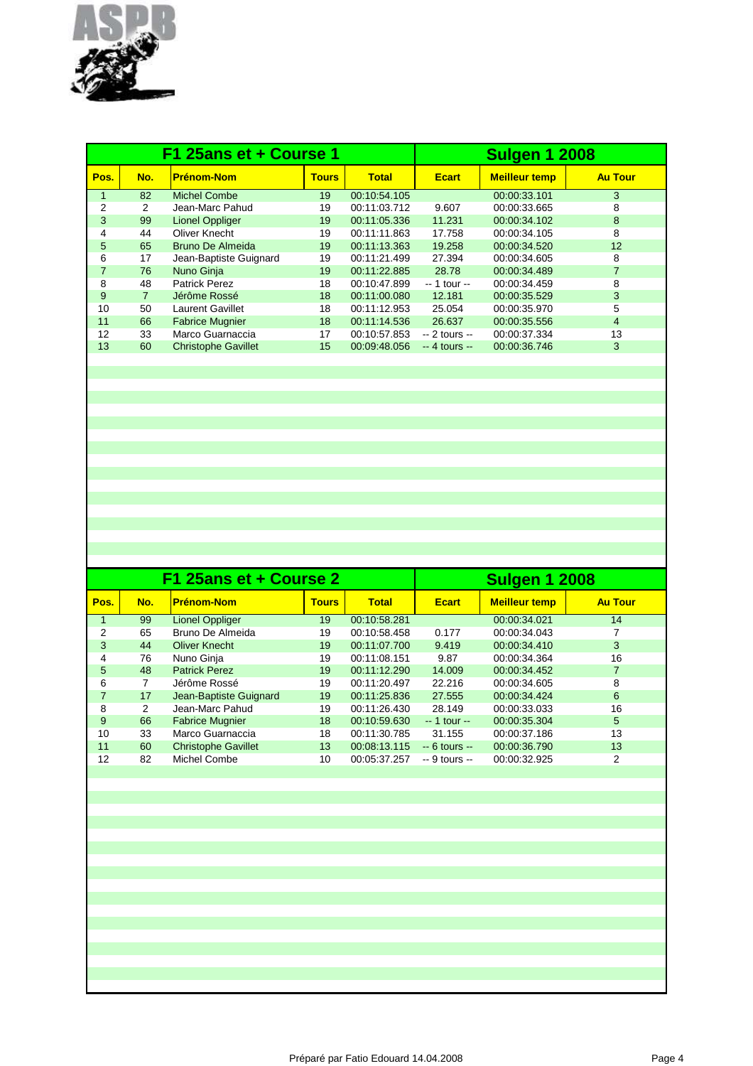ASPB

| F1 25ans et + Course 1 | | | | | Sulgen 1 2008 | | |
|---|---|---|---|---|---|---|---|
| Pos. | No. | Prénom-Nom | Tours | Total | Ecart | Meilleur temp | Au Tour |
| 1 | 82 | Michel Combe | 19 | 00:10:54.105 | | 00:00:33.101 | 3 |
| 2 | 2 | Jean-Marc Pahud | 19 | 00:11:03.712 | 9.607 | 00:00:33.665 | 8 |
| 3 | 99 | Lionel Oppliger | 19 | 00:11:05.336 | 11.231 | 00:00:34.102 | 8 |
| 4 | 44 | Oliver Knecht | 19 | 00:11:11.863 | 17.758 | 00:00:34.105 | 8 |
| 5 | 65 | Bruno De Almeida | 19 | 00:11:13.363 | 19.258 | 00:00:34.520 | 12 |
| 6 | 17 | Jean-Baptiste Guignard | 19 | 00:11:21.499 | 27.394 | 00:00:34.605 | 8 |
| 7 | 76 | Nuno Ginja | 19 | 00:11:22.885 | 28.78 | 00:00:34.489 | 7 |
| 8 | 48 | Patrick Perez | 18 | 00:10:47.899 | -- 1 tour -- | 00:00:34.459 | 8 |
| 9 | 7 | Jérôme Rossé | 18 | 00:11:00.080 | 12.181 | 00:00:35.529 | 3 |
| 10 | 50 | Laurent Gavillet | 18 | 00:11:12.953 | 25.054 | 00:00:35.970 | 5 |
| 11 | 66 | Fabrice Mugnier | 18 | 00:11:14.536 | 26.637 | 00:00:35.556 | 4 |
| 12 | 33 | Marco Guarnaccia | 17 | 00:10:57.853 | -- 2 tours -- | 00:00:37.334 | 13 |
| 13 | 60 | Christophe Gavillet | 15 | 00:09:48.056 | -- 4 tours -- | 00:00:36.746 | 3 |

| F1 25ans et + Course 2 | | | | | Sulgen 1 2008 | | |
|---|---|---|---|---|---|---|---|
| Pos. | No. | Prénom-Nom | Tours | Total | Ecart | Meilleur temp | Au Tour |
| 1 | 99 | Lionel Oppliger | 19 | 00:10:58.281 | | 00:00:34.021 | 14 |
| 2 | 65 | Bruno De Almeida | 19 | 00:10:58.458 | 0.177 | 00:00:34.043 | 7 |
| 3 | 44 | Oliver Knecht | 19 | 00:11:07.700 | 9.419 | 00:00:34.410 | 3 |
| 4 | 76 | Nuno Ginja | 19 | 00:11:08.151 | 9.87 | 00:00:34.364 | 16 |
| 5 | 48 | Patrick Perez | 19 | 00:11:12.290 | 14.009 | 00:00:34.452 | 7 |
| 6 | 7 | Jérôme Rossé | 19 | 00:11:20.497 | 22.216 | 00:00:34.605 | 8 |
| 7 | 17 | Jean-Baptiste Guignard | 19 | 00:11:25.836 | 27.555 | 00:00:34.424 | 6 |
| 8 | 2 | Jean-Marc Pahud | 19 | 00:11:26.430 | 28.149 | 00:00:33.033 | 16 |
| 9 | 66 | Fabrice Mugnier | 18 | 00:10:59.630 | -- 1 tour -- | 00:00:35.304 | 5 |
| 10 | 33 | Marco Guarnaccia | 18 | 00:11:30.785 | 31.155 | 00:00:37.186 | 13 |
| 11 | 60 | Christophe Gavillet | 13 | 00:08:13.115 | -- 6 tours -- | 00:00:36.790 | 13 |
| 12 | 82 | Michel Combe | 10 | 00:05:37.257 | -- 9 tours -- | 00:00:32.925 | 2 |

Préparé par Fatio Edouard 14.04.2008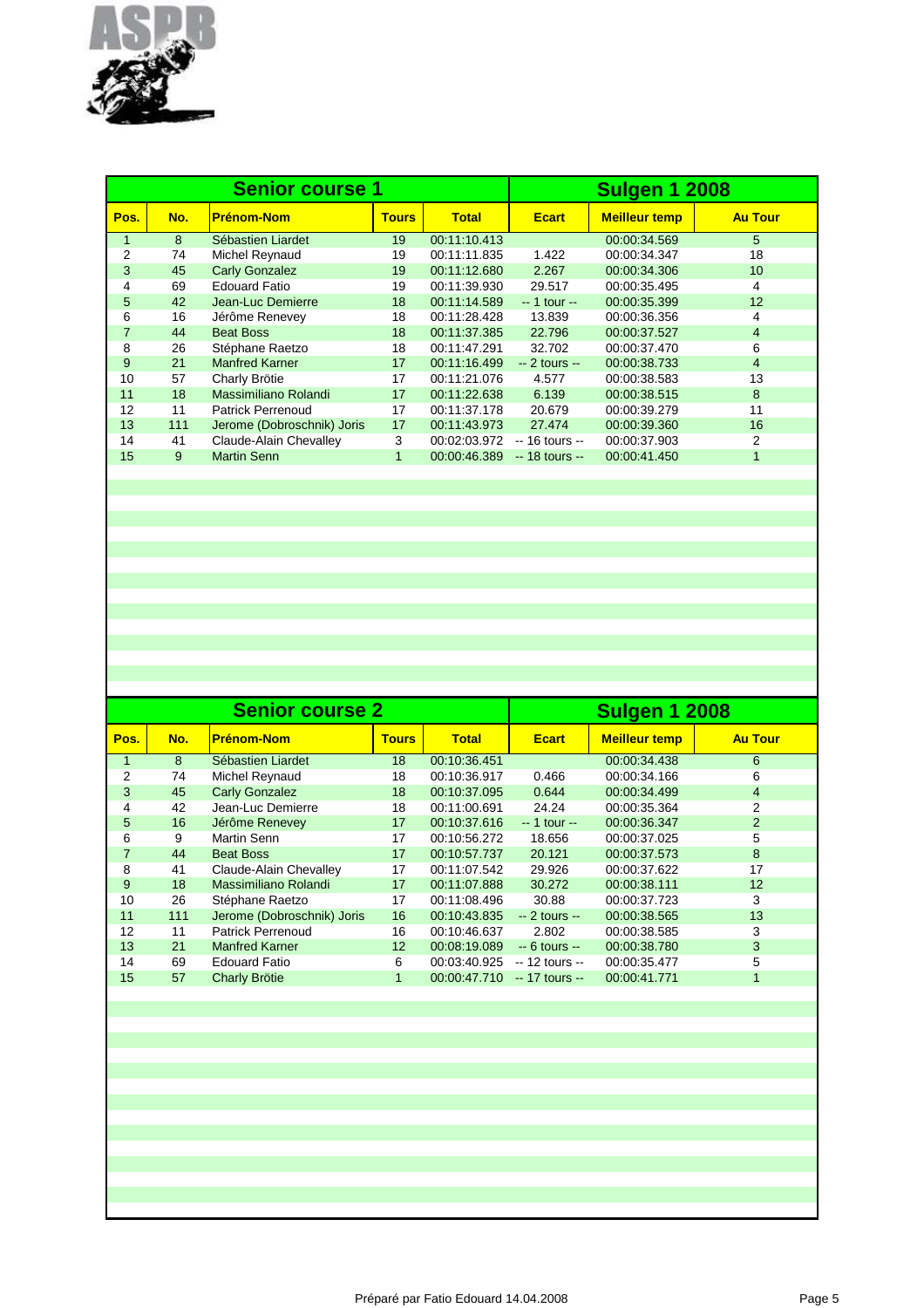| Senior course 1 | | | | | Sulgen 1 2008 | | |
|---|---|---|---|---|---|---|---|
| **Pos.** | **No.** | **Prénom-Nom** | **Tours** | **Total** | **Ecart** | **Meilleur temp** | **Au Tour** |
| 1 | 8 | Sébastien Liardet | 19 | 00:11:10.413 | | 00:00:34.569 | 5 |
| 2 | 74 | Michel Reynaud | 19 | 00:11:11.835 | 1.422 | 00:00:34.347 | 18 |
| 3 | 45 | Carly Gonzalez | 19 | 00:11:12.680 | 2.267 | 00:00:34.306 | 10 |
| 4 | 69 | Edouard Fatio | 19 | 00:11:39.930 | 29.517 | 00:00:35.495 | 4 |
| 5 | 42 | Jean-Luc Demierre | 18 | 00:11:14.589 | -- 1 tour -- | 00:00:35.399 | 12 |
| 6 | 16 | Jérôme Renevey | 18 | 00:11:28.428 | 13.839 | 00:00:36.356 | 4 |
| 7 | 44 | Beat Boss | 18 | 00:11:37.385 | 22.796 | 00:00:37.527 | 4 |
| 8 | 26 | Stéphane Raetzo | 18 | 00:11:47.291 | 32.702 | 00:00:37.470 | 6 |
| 9 | 21 | Manfred Karner | 17 | 00:11:16.499 | -- 2 tours -- | 00:00:38.733 | 4 |
| 10 | 57 | Charly Brötie | 17 | 00:11:21.076 | 4.577 | 00:00:38.583 | 13 |
| 11 | 18 | Massimiliano Rolandi | 17 | 00:11:22.638 | 6.139 | 00:00:38.515 | 8 |
| 12 | 11 | Patrick Perrenoud | 17 | 00:11:37.178 | 20.679 | 00:00:39.279 | 11 |
| 13 | 111 | Jerome (Dobroschnik) Joris | 17 | 00:11:43.973 | 27.474 | 00:00:39.360 | 16 |
| 14 | 41 | Claude-Alain Chevalley | 3 | 00:02:03.972 | -- 16 tours -- | 00:00:37.903 | 2 |
| 15 | 9 | Martin Senn | 1 | 00:00:46.389 | -- 18 tours -- | 00:00:41.450 | 1 |

| Senior course 2 | | | | | Sulgen 1 2008 | | |
|---|---|---|---|---|---|---|---|
| **Pos.** | **No.** | **Prénom-Nom** | **Tours** | **Total** | **Ecart** | **Meilleur temp** | **Au Tour** |
| 1 | 8 | Sébastien Liardet | 18 | 00:10:36.451 | | 00:00:34.438 | 6 |
| 2 | 74 | Michel Reynaud | 18 | 00:10:36.917 | 0.466 | 00:00:34.166 | 6 |
| 3 | 45 | Carly Gonzalez | 18 | 00:10:37.095 | 0.644 | 00:00:34.499 | 4 |
| 4 | 42 | Jean-Luc Demierre | 18 | 00:11:00.691 | 24.24 | 00:00:35.364 | 2 |
| 5 | 16 | Jérôme Renevey | 17 | 00:10:37.616 | -- 1 tour -- | 00:00:36.347 | 2 |
| 6 | 9 | Martin Senn | 17 | 00:10:56.272 | 18.656 | 00:00:37.025 | 5 |
| 7 | 44 | Beat Boss | 17 | 00:10:57.737 | 20.121 | 00:00:37.573 | 8 |
| 8 | 41 | Claude-Alain Chevalley | 17 | 00:11:07.542 | 29.926 | 00:00:37.622 | 17 |
| 9 | 18 | Massimiliano Rolandi | 17 | 00:11:07.888 | 30.272 | 00:00:38.111 | 12 |
| 10 | 26 | Stéphane Raetzo | 17 | 00:11:08.496 | 30.88 | 00:00:37.723 | 3 |
| 11 | 111 | Jerome (Dobroschnik) Joris | 16 | 00:10:43.835 | -- 2 tours -- | 00:00:38.565 | 13 |
| 12 | 11 | Patrick Perrenoud | 16 | 00:10:46.637 | 2.802 | 00:00:38.585 | 3 |
| 13 | 21 | Manfred Karner | 12 | 00:08:19.089 | -- 6 tours -- | 00:00:38.780 | 3 |
| 14 | 69 | Edouard Fatio | 6 | 00:03:40.925 | -- 12 tours -- | 00:00:35.477 | 5 |
| 15 | 57 | Charly Brötie | 1 | 00:00:47.710 | -- 17 tours -- | 00:00:41.771 | 1 |

Préparé par Fatio Edouard 14.04.2008